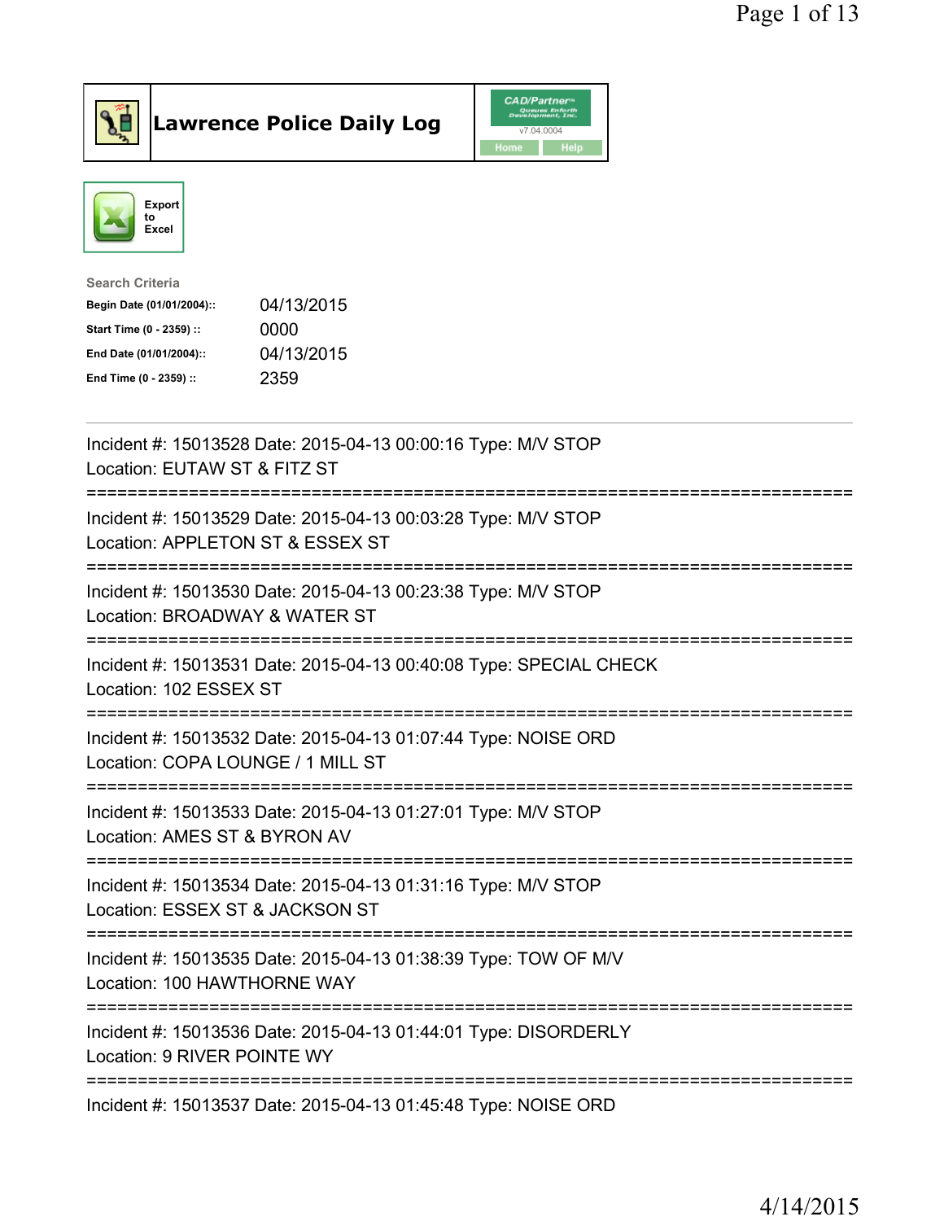# Lawrence Police Daily Log

Export to Excel

Search Criteria

| | |
|---|---|
| **Begin Date (01/01/2004)::** | 04/13/2015 |
| **Start Time (0 - 2359) ::** | 0000 |
| **End Date (01/01/2004)::** | 04/13/2015 |
| **End Time (0 - 2359) ::** | 2359 |

---

Incident #: 15013528 Date: 2015-04-13 00:00:16 Type: M/V STOP
Location: EUTAW ST & FITZ ST

===========================================================================

Incident #: 15013529 Date: 2015-04-13 00:03:28 Type: M/V STOP
Location: APPLETON ST & ESSEX ST

===========================================================================

Incident #: 15013530 Date: 2015-04-13 00:23:38 Type: M/V STOP
Location: BROADWAY & WATER ST

===========================================================================

Incident #: 15013531 Date: 2015-04-13 00:40:08 Type: SPECIAL CHECK
Location: 102 ESSEX ST

===========================================================================

Incident #: 15013532 Date: 2015-04-13 01:07:44 Type: NOISE ORD
Location: COPA LOUNGE / 1 MILL ST

===========================================================================

Incident #: 15013533 Date: 2015-04-13 01:27:01 Type: M/V STOP
Location: AMES ST & BYRON AV

===========================================================================

Incident #: 15013534 Date: 2015-04-13 01:31:16 Type: M/V STOP
Location: ESSEX ST & JACKSON ST

===========================================================================

Incident #: 15013535 Date: 2015-04-13 01:38:39 Type: TOW OF M/V
Location: 100 HAWTHORNE WAY

===========================================================================

Incident #: 15013536 Date: 2015-04-13 01:44:01 Type: DISORDERLY
Location: 9 RIVER POINTE WY

===========================================================================

Incident #: 15013537 Date: 2015-04-13 01:45:48 Type: NOISE ORD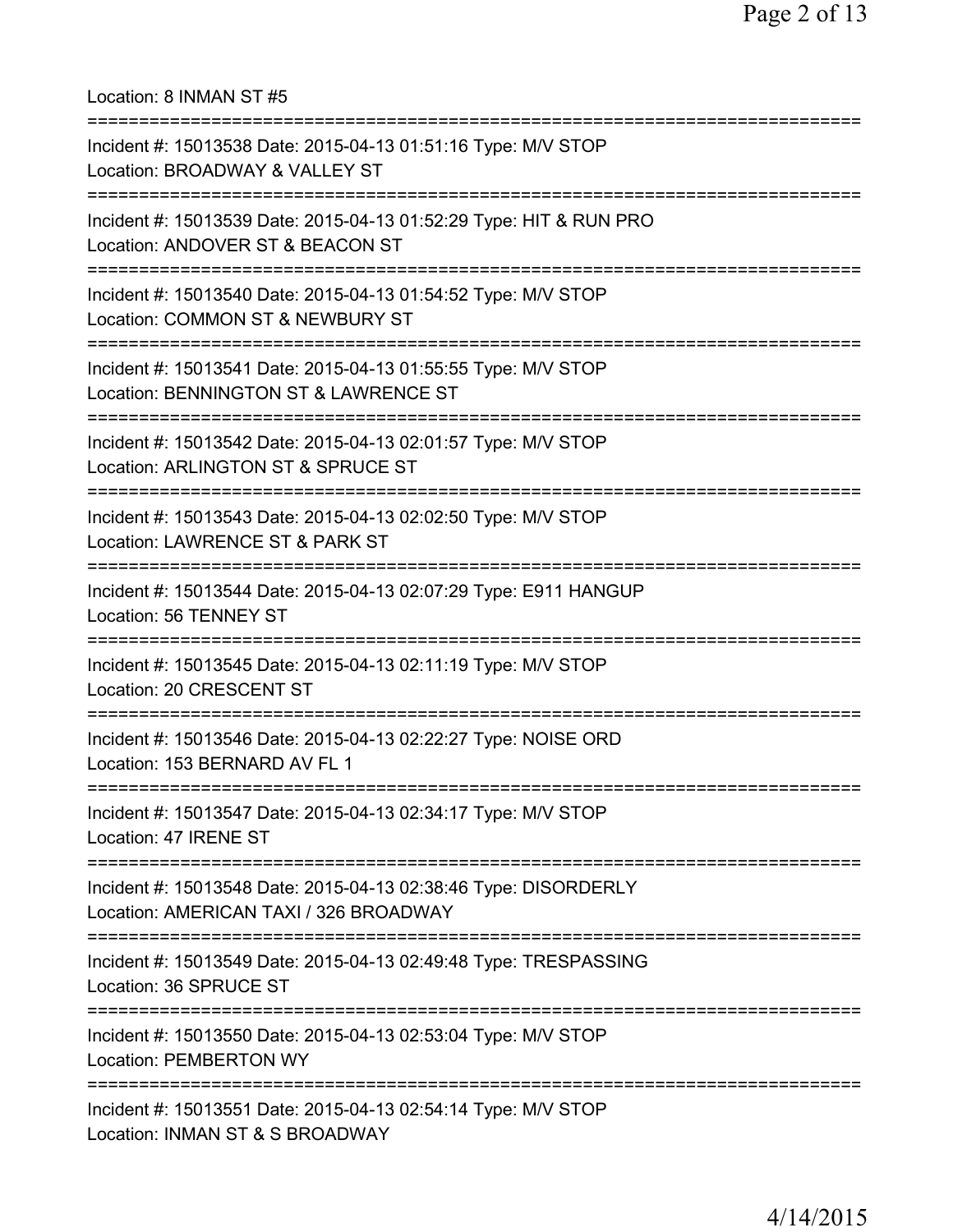Location: 8 INMAN ST #5

===========================================================================

Incident #: 15013538 Date: 2015-04-13 01:51:16 Type: M/V STOP
Location: BROADWAY & VALLEY ST

===========================================================================

Incident #: 15013539 Date: 2015-04-13 01:52:29 Type: HIT & RUN PRO
Location: ANDOVER ST & BEACON ST

===========================================================================

Incident #: 15013540 Date: 2015-04-13 01:54:52 Type: M/V STOP
Location: COMMON ST & NEWBURY ST

===========================================================================

Incident #: 15013541 Date: 2015-04-13 01:55:55 Type: M/V STOP
Location: BENNINGTON ST & LAWRENCE ST

===========================================================================

Incident #: 15013542 Date: 2015-04-13 02:01:57 Type: M/V STOP
Location: ARLINGTON ST & SPRUCE ST

===========================================================================

Incident #: 15013543 Date: 2015-04-13 02:02:50 Type: M/V STOP
Location: LAWRENCE ST & PARK ST

===========================================================================

Incident #: 15013544 Date: 2015-04-13 02:07:29 Type: E911 HANGUP
Location: 56 TENNEY ST

===========================================================================

Incident #: 15013545 Date: 2015-04-13 02:11:19 Type: M/V STOP
Location: 20 CRESCENT ST

===========================================================================

Incident #: 15013546 Date: 2015-04-13 02:22:27 Type: NOISE ORD
Location: 153 BERNARD AV FL 1

===========================================================================

Incident #: 15013547 Date: 2015-04-13 02:34:17 Type: M/V STOP
Location: 47 IRENE ST

===========================================================================

Incident #: 15013548 Date: 2015-04-13 02:38:46 Type: DISORDERLY
Location: AMERICAN TAXI / 326 BROADWAY

===========================================================================

Incident #: 15013549 Date: 2015-04-13 02:49:48 Type: TRESPASSING
Location: 36 SPRUCE ST

===========================================================================

Incident #: 15013550 Date: 2015-04-13 02:53:04 Type: M/V STOP
Location: PEMBERTON WY

===========================================================================

Incident #: 15013551 Date: 2015-04-13 02:54:14 Type: M/V STOP
Location: INMAN ST & S BROADWAY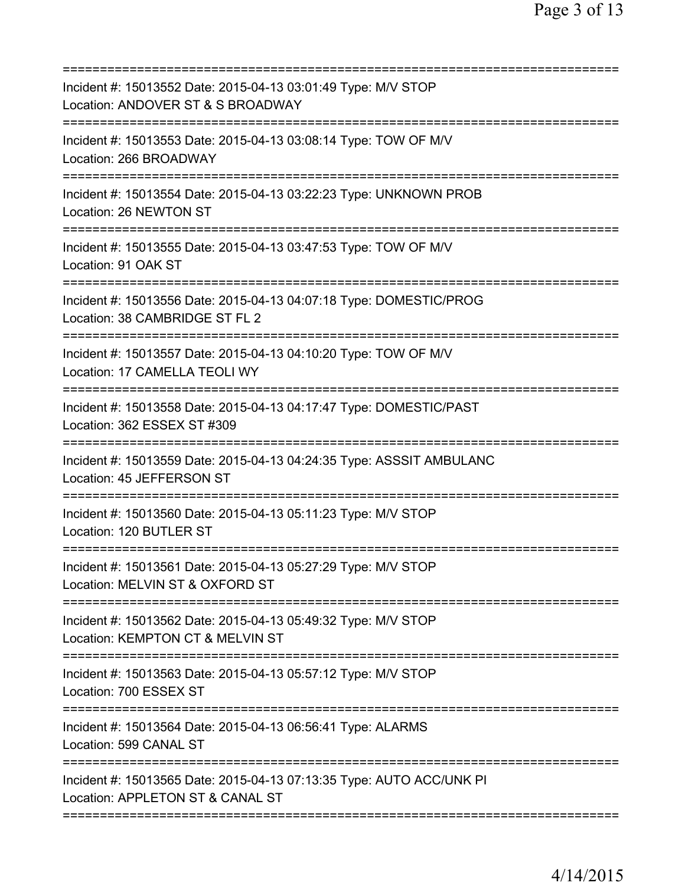===========================================================================
Incident #: 15013552 Date: 2015-04-13 03:01:49 Type: M/V STOP
Location: ANDOVER ST & S BROADWAY
===========================================================================
Incident #: 15013553 Date: 2015-04-13 03:08:14 Type: TOW OF M/V
Location: 266 BROADWAY
===========================================================================
Incident #: 15013554 Date: 2015-04-13 03:22:23 Type: UNKNOWN PROB
Location: 26 NEWTON ST
===========================================================================
Incident #: 15013555 Date: 2015-04-13 03:47:53 Type: TOW OF M/V
Location: 91 OAK ST
===========================================================================
Incident #: 15013556 Date: 2015-04-13 04:07:18 Type: DOMESTIC/PROG
Location: 38 CAMBRIDGE ST FL 2
===========================================================================
Incident #: 15013557 Date: 2015-04-13 04:10:20 Type: TOW OF M/V
Location: 17 CAMELLA TEOLI WY
===========================================================================
Incident #: 15013558 Date: 2015-04-13 04:17:47 Type: DOMESTIC/PAST
Location: 362 ESSEX ST #309
===========================================================================
Incident #: 15013559 Date: 2015-04-13 04:24:35 Type: ASSSIT AMBULANC
Location: 45 JEFFERSON ST
===========================================================================
Incident #: 15013560 Date: 2015-04-13 05:11:23 Type: M/V STOP
Location: 120 BUTLER ST
===========================================================================
Incident #: 15013561 Date: 2015-04-13 05:27:29 Type: M/V STOP
Location: MELVIN ST & OXFORD ST
===========================================================================
Incident #: 15013562 Date: 2015-04-13 05:49:32 Type: M/V STOP
Location: KEMPTON CT & MELVIN ST
===========================================================================
Incident #: 15013563 Date: 2015-04-13 05:57:12 Type: M/V STOP
Location: 700 ESSEX ST
===========================================================================
Incident #: 15013564 Date: 2015-04-13 06:56:41 Type: ALARMS
Location: 599 CANAL ST
===========================================================================
Incident #: 15013565 Date: 2015-04-13 07:13:35 Type: AUTO ACC/UNK PI
Location: APPLETON ST & CANAL ST
===========================================================================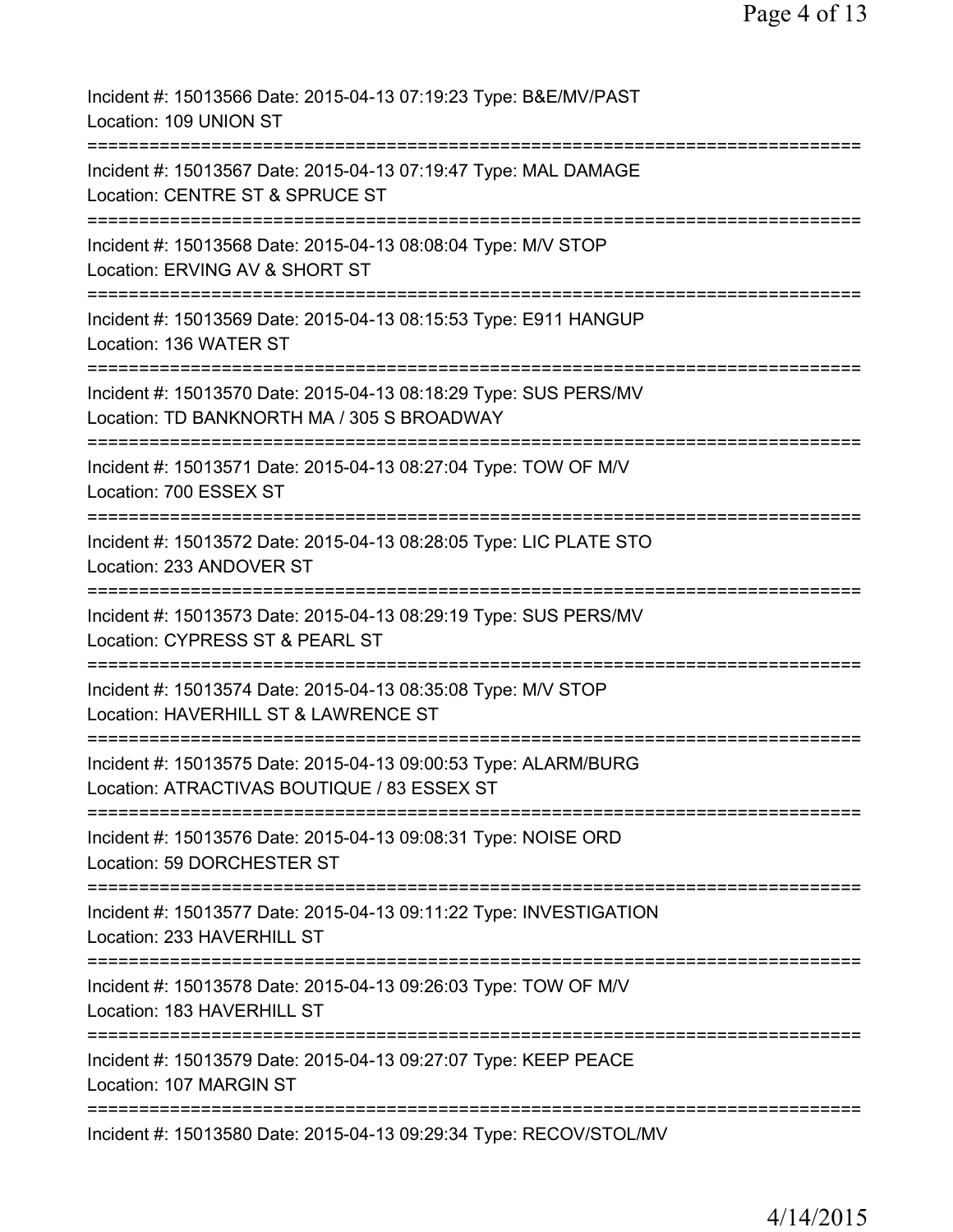Incident #: 15013566 Date: 2015-04-13 07:19:23 Type: B&E/MV/PAST
Location: 109 UNION ST

===========================================================================

Incident #: 15013567 Date: 2015-04-13 07:19:47 Type: MAL DAMAGE
Location: CENTRE ST & SPRUCE ST

===========================================================================

Incident #: 15013568 Date: 2015-04-13 08:08:04 Type: M/V STOP
Location: ERVING AV & SHORT ST

===========================================================================

Incident #: 15013569 Date: 2015-04-13 08:15:53 Type: E911 HANGUP
Location: 136 WATER ST

===========================================================================

Incident #: 15013570 Date: 2015-04-13 08:18:29 Type: SUS PERS/MV
Location: TD BANKNORTH MA / 305 S BROADWAY

===========================================================================

Incident #: 15013571 Date: 2015-04-13 08:27:04 Type: TOW OF M/V
Location: 700 ESSEX ST

===========================================================================

Incident #: 15013572 Date: 2015-04-13 08:28:05 Type: LIC PLATE STO
Location: 233 ANDOVER ST

===========================================================================

Incident #: 15013573 Date: 2015-04-13 08:29:19 Type: SUS PERS/MV
Location: CYPRESS ST & PEARL ST

===========================================================================

Incident #: 15013574 Date: 2015-04-13 08:35:08 Type: M/V STOP
Location: HAVERHILL ST & LAWRENCE ST

===========================================================================

Incident #: 15013575 Date: 2015-04-13 09:00:53 Type: ALARM/BURG
Location: ATRACTIVAS BOUTIQUE / 83 ESSEX ST

===========================================================================

Incident #: 15013576 Date: 2015-04-13 09:08:31 Type: NOISE ORD
Location: 59 DORCHESTER ST

===========================================================================

Incident #: 15013577 Date: 2015-04-13 09:11:22 Type: INVESTIGATION
Location: 233 HAVERHILL ST

===========================================================================

Incident #: 15013578 Date: 2015-04-13 09:26:03 Type: TOW OF M/V
Location: 183 HAVERHILL ST

===========================================================================

Incident #: 15013579 Date: 2015-04-13 09:27:07 Type: KEEP PEACE
Location: 107 MARGIN ST

===========================================================================

Incident #: 15013580 Date: 2015-04-13 09:29:34 Type: RECOV/STOL/MV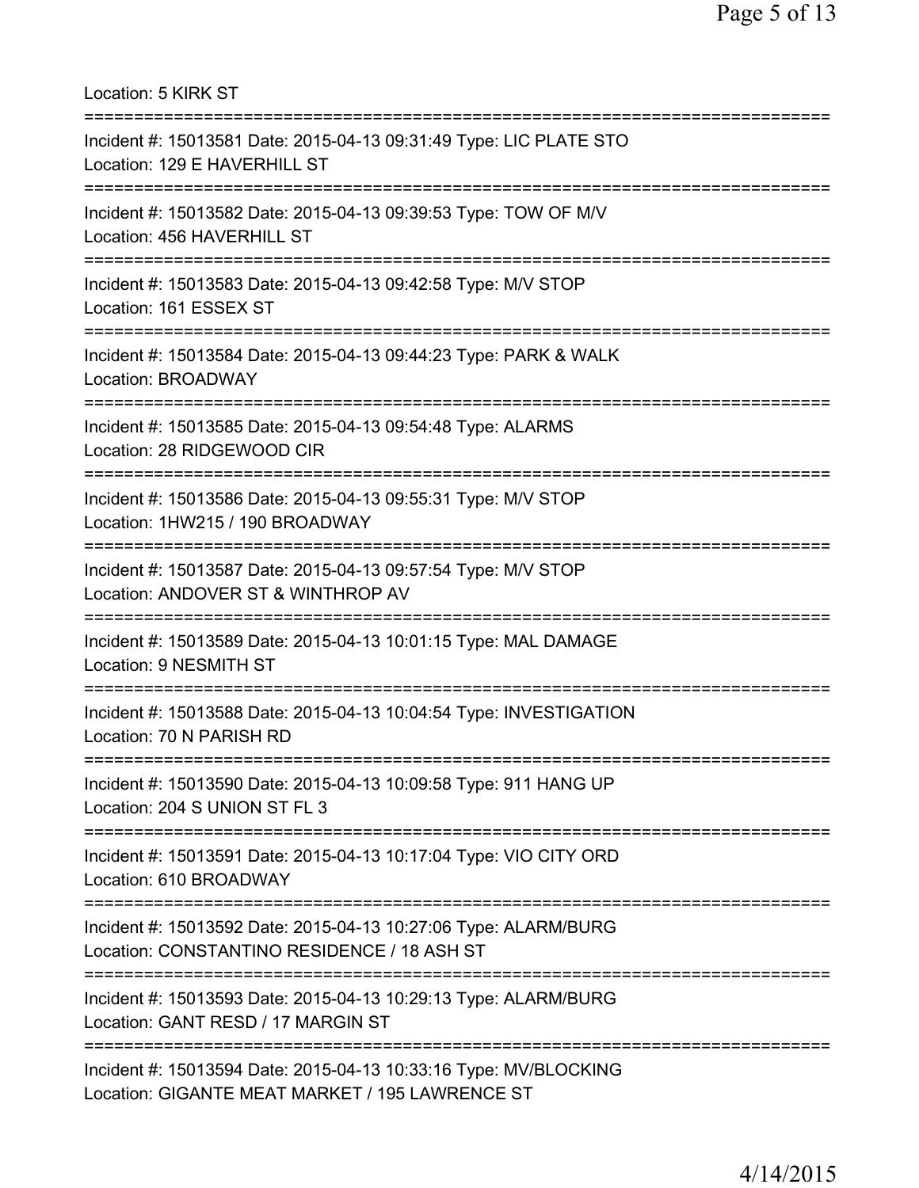Location: 5 KIRK ST

===========================================================================

Incident #: 15013581 Date: 2015-04-13 09:31:49 Type: LIC PLATE STO
Location: 129 E HAVERHILL ST

===========================================================================

Incident #: 15013582 Date: 2015-04-13 09:39:53 Type: TOW OF M/V
Location: 456 HAVERHILL ST

===========================================================================

Incident #: 15013583 Date: 2015-04-13 09:42:58 Type: M/V STOP
Location: 161 ESSEX ST

===========================================================================

Incident #: 15013584 Date: 2015-04-13 09:44:23 Type: PARK & WALK
Location: BROADWAY

===========================================================================

Incident #: 15013585 Date: 2015-04-13 09:54:48 Type: ALARMS
Location: 28 RIDGEWOOD CIR

===========================================================================

Incident #: 15013586 Date: 2015-04-13 09:55:31 Type: M/V STOP
Location: 1HW215 / 190 BROADWAY

===========================================================================

Incident #: 15013587 Date: 2015-04-13 09:57:54 Type: M/V STOP
Location: ANDOVER ST & WINTHROP AV

===========================================================================

Incident #: 15013589 Date: 2015-04-13 10:01:15 Type: MAL DAMAGE
Location: 9 NESMITH ST

===========================================================================

Incident #: 15013588 Date: 2015-04-13 10:04:54 Type: INVESTIGATION
Location: 70 N PARISH RD

===========================================================================

Incident #: 15013590 Date: 2015-04-13 10:09:58 Type: 911 HANG UP
Location: 204 S UNION ST FL 3

===========================================================================

Incident #: 15013591 Date: 2015-04-13 10:17:04 Type: VIO CITY ORD
Location: 610 BROADWAY

===========================================================================

Incident #: 15013592 Date: 2015-04-13 10:27:06 Type: ALARM/BURG
Location: CONSTANTINO RESIDENCE / 18 ASH ST

===========================================================================

Incident #: 15013593 Date: 2015-04-13 10:29:13 Type: ALARM/BURG
Location: GANT RESD / 17 MARGIN ST

===========================================================================

Incident #: 15013594 Date: 2015-04-13 10:33:16 Type: MV/BLOCKING
Location: GIGANTE MEAT MARKET / 195 LAWRENCE ST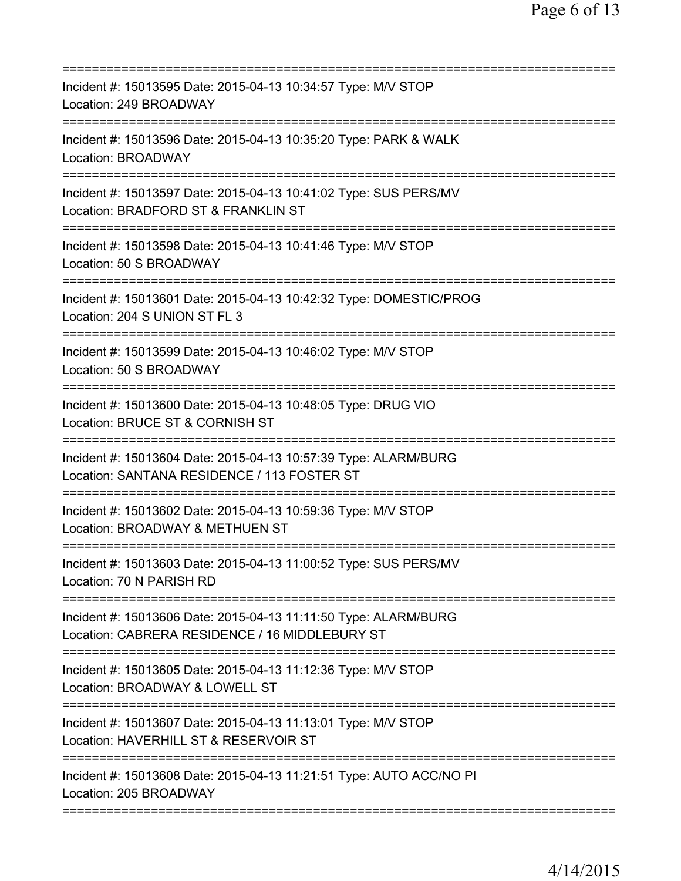===========================================================================
Incident #: 15013595 Date: 2015-04-13 10:34:57 Type: M/V STOP
Location: 249 BROADWAY
===========================================================================
Incident #: 15013596 Date: 2015-04-13 10:35:20 Type: PARK & WALK
Location: BROADWAY
===========================================================================
Incident #: 15013597 Date: 2015-04-13 10:41:02 Type: SUS PERS/MV
Location: BRADFORD ST & FRANKLIN ST
===========================================================================
Incident #: 15013598 Date: 2015-04-13 10:41:46 Type: M/V STOP
Location: 50 S BROADWAY
===========================================================================
Incident #: 15013601 Date: 2015-04-13 10:42:32 Type: DOMESTIC/PROG
Location: 204 S UNION ST FL 3
===========================================================================
Incident #: 15013599 Date: 2015-04-13 10:46:02 Type: M/V STOP
Location: 50 S BROADWAY
===========================================================================
Incident #: 15013600 Date: 2015-04-13 10:48:05 Type: DRUG VIO
Location: BRUCE ST & CORNISH ST
===========================================================================
Incident #: 15013604 Date: 2015-04-13 10:57:39 Type: ALARM/BURG
Location: SANTANA RESIDENCE / 113 FOSTER ST
===========================================================================
Incident #: 15013602 Date: 2015-04-13 10:59:36 Type: M/V STOP
Location: BROADWAY & METHUEN ST
===========================================================================
Incident #: 15013603 Date: 2015-04-13 11:00:52 Type: SUS PERS/MV
Location: 70 N PARISH RD
===========================================================================
Incident #: 15013606 Date: 2015-04-13 11:11:50 Type: ALARM/BURG
Location: CABRERA RESIDENCE / 16 MIDDLEBURY ST
===========================================================================
Incident #: 15013605 Date: 2015-04-13 11:12:36 Type: M/V STOP
Location: BROADWAY & LOWELL ST
===========================================================================
Incident #: 15013607 Date: 2015-04-13 11:13:01 Type: M/V STOP
Location: HAVERHILL ST & RESERVOIR ST
===========================================================================
Incident #: 15013608 Date: 2015-04-13 11:21:51 Type: AUTO ACC/NO PI
Location: 205 BROADWAY
===========================================================================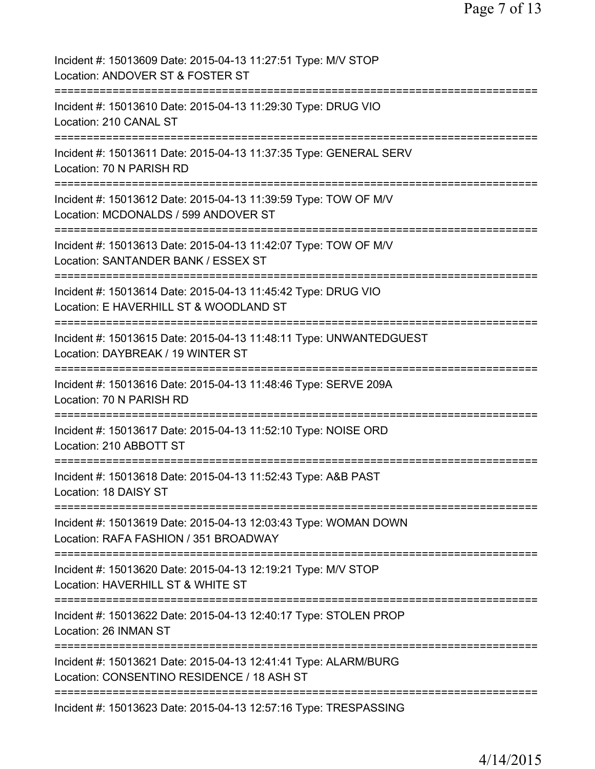Incident #: 15013609 Date: 2015-04-13 11:27:51 Type: M/V STOP
Location: ANDOVER ST & FOSTER ST

===========================================================================

Incident #: 15013610 Date: 2015-04-13 11:29:30 Type: DRUG VIO
Location: 210 CANAL ST

===========================================================================

Incident #: 15013611 Date: 2015-04-13 11:37:35 Type: GENERAL SERV
Location: 70 N PARISH RD

===========================================================================

Incident #: 15013612 Date: 2015-04-13 11:39:59 Type: TOW OF M/V
Location: MCDONALDS / 599 ANDOVER ST

===========================================================================

Incident #: 15013613 Date: 2015-04-13 11:42:07 Type: TOW OF M/V
Location: SANTANDER BANK / ESSEX ST

===========================================================================

Incident #: 15013614 Date: 2015-04-13 11:45:42 Type: DRUG VIO
Location: E HAVERHILL ST & WOODLAND ST

===========================================================================

Incident #: 15013615 Date: 2015-04-13 11:48:11 Type: UNWANTEDGUEST
Location: DAYBREAK / 19 WINTER ST

===========================================================================

Incident #: 15013616 Date: 2015-04-13 11:48:46 Type: SERVE 209A
Location: 70 N PARISH RD

===========================================================================

Incident #: 15013617 Date: 2015-04-13 11:52:10 Type: NOISE ORD
Location: 210 ABBOTT ST

===========================================================================

Incident #: 15013618 Date: 2015-04-13 11:52:43 Type: A&B PAST
Location: 18 DAISY ST

===========================================================================

Incident #: 15013619 Date: 2015-04-13 12:03:43 Type: WOMAN DOWN
Location: RAFA FASHION / 351 BROADWAY

===========================================================================

Incident #: 15013620 Date: 2015-04-13 12:19:21 Type: M/V STOP
Location: HAVERHILL ST & WHITE ST

===========================================================================

Incident #: 15013622 Date: 2015-04-13 12:40:17 Type: STOLEN PROP
Location: 26 INMAN ST

===========================================================================

Incident #: 15013621 Date: 2015-04-13 12:41:41 Type: ALARM/BURG
Location: CONSENTINO RESIDENCE / 18 ASH ST

===========================================================================

Incident #: 15013623 Date: 2015-04-13 12:57:16 Type: TRESPASSING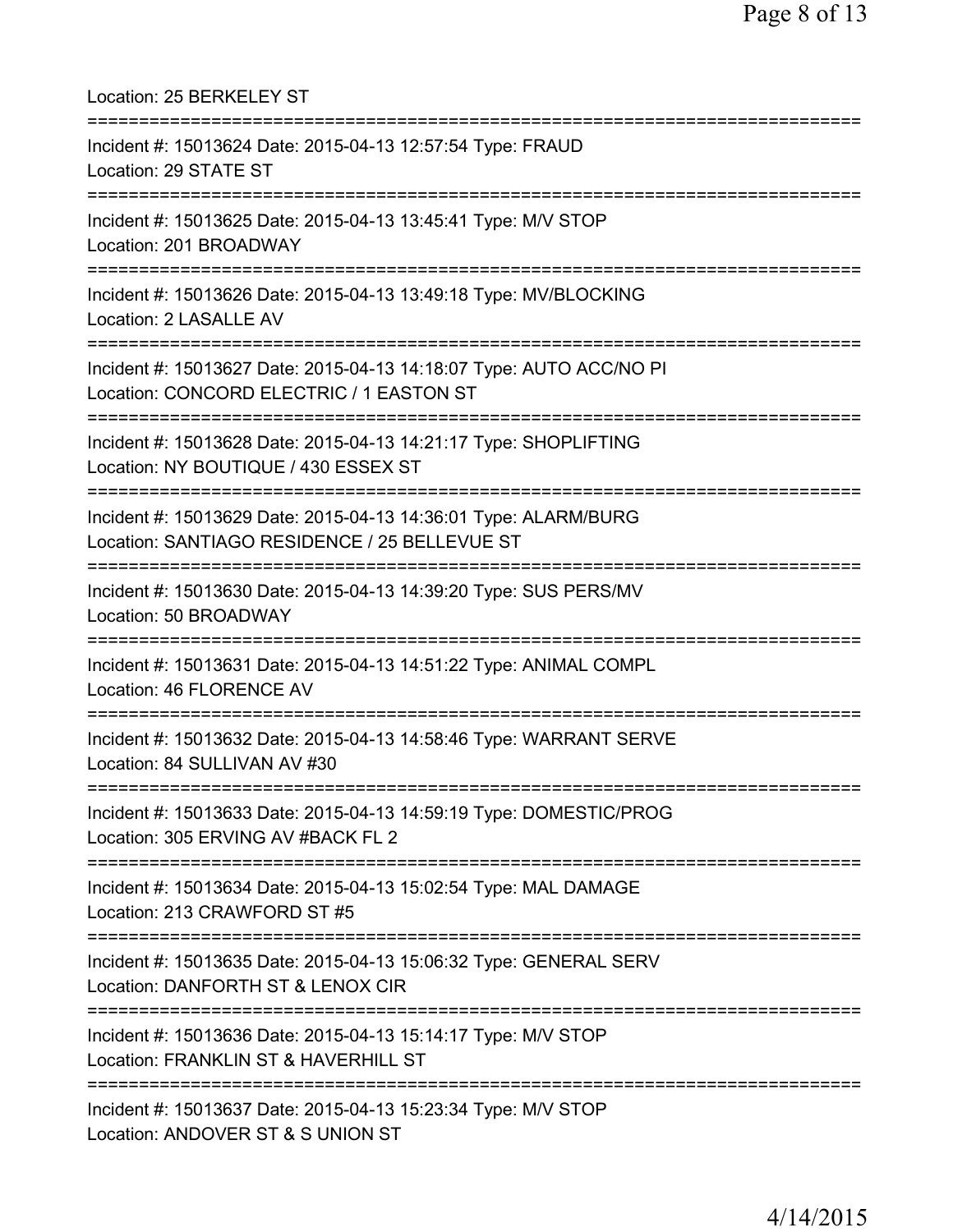Location: 25 BERKELEY ST

===========================================================================

Incident #: 15013624 Date: 2015-04-13 12:57:54 Type: FRAUD
Location: 29 STATE ST

===========================================================================

Incident #: 15013625 Date: 2015-04-13 13:45:41 Type: M/V STOP
Location: 201 BROADWAY

===========================================================================

Incident #: 15013626 Date: 2015-04-13 13:49:18 Type: MV/BLOCKING
Location: 2 LASALLE AV

===========================================================================

Incident #: 15013627 Date: 2015-04-13 14:18:07 Type: AUTO ACC/NO PI
Location: CONCORD ELECTRIC / 1 EASTON ST

===========================================================================

Incident #: 15013628 Date: 2015-04-13 14:21:17 Type: SHOPLIFTING
Location: NY BOUTIQUE / 430 ESSEX ST

===========================================================================

Incident #: 15013629 Date: 2015-04-13 14:36:01 Type: ALARM/BURG
Location: SANTIAGO RESIDENCE / 25 BELLEVUE ST

===========================================================================

Incident #: 15013630 Date: 2015-04-13 14:39:20 Type: SUS PERS/MV
Location: 50 BROADWAY

===========================================================================

Incident #: 15013631 Date: 2015-04-13 14:51:22 Type: ANIMAL COMPL
Location: 46 FLORENCE AV

===========================================================================

Incident #: 15013632 Date: 2015-04-13 14:58:46 Type: WARRANT SERVE
Location: 84 SULLIVAN AV #30

===========================================================================

Incident #: 15013633 Date: 2015-04-13 14:59:19 Type: DOMESTIC/PROG
Location: 305 ERVING AV #BACK FL 2

===========================================================================

Incident #: 15013634 Date: 2015-04-13 15:02:54 Type: MAL DAMAGE
Location: 213 CRAWFORD ST #5

===========================================================================

Incident #: 15013635 Date: 2015-04-13 15:06:32 Type: GENERAL SERV
Location: DANFORTH ST & LENOX CIR

===========================================================================

Incident #: 15013636 Date: 2015-04-13 15:14:17 Type: M/V STOP
Location: FRANKLIN ST & HAVERHILL ST

===========================================================================

Incident #: 15013637 Date: 2015-04-13 15:23:34 Type: M/V STOP
Location: ANDOVER ST & S UNION ST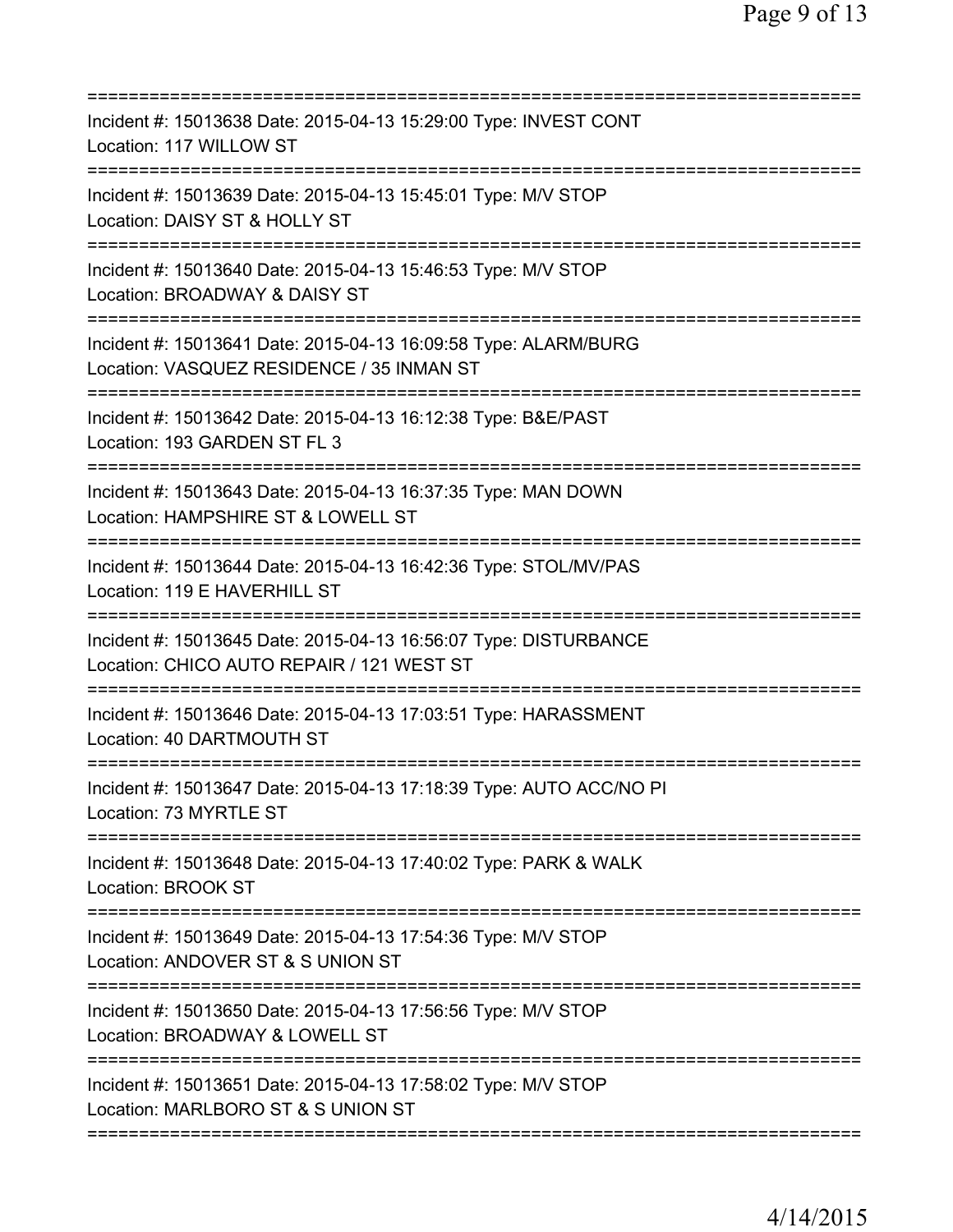===========================================================================
Incident #: 15013638 Date: 2015-04-13 15:29:00 Type: INVEST CONT
Location: 117 WILLOW ST
===========================================================================
Incident #: 15013639 Date: 2015-04-13 15:45:01 Type: M/V STOP
Location: DAISY ST & HOLLY ST
===========================================================================
Incident #: 15013640 Date: 2015-04-13 15:46:53 Type: M/V STOP
Location: BROADWAY & DAISY ST
===========================================================================
Incident #: 15013641 Date: 2015-04-13 16:09:58 Type: ALARM/BURG
Location: VASQUEZ RESIDENCE / 35 INMAN ST
===========================================================================
Incident #: 15013642 Date: 2015-04-13 16:12:38 Type: B&E/PAST
Location: 193 GARDEN ST FL 3
===========================================================================
Incident #: 15013643 Date: 2015-04-13 16:37:35 Type: MAN DOWN
Location: HAMPSHIRE ST & LOWELL ST
===========================================================================
Incident #: 15013644 Date: 2015-04-13 16:42:36 Type: STOL/MV/PAS
Location: 119 E HAVERHILL ST
===========================================================================
Incident #: 15013645 Date: 2015-04-13 16:56:07 Type: DISTURBANCE
Location: CHICO AUTO REPAIR / 121 WEST ST
===========================================================================
Incident #: 15013646 Date: 2015-04-13 17:03:51 Type: HARASSMENT
Location: 40 DARTMOUTH ST
===========================================================================
Incident #: 15013647 Date: 2015-04-13 17:18:39 Type: AUTO ACC/NO PI
Location: 73 MYRTLE ST
===========================================================================
Incident #: 15013648 Date: 2015-04-13 17:40:02 Type: PARK & WALK
Location: BROOK ST
===========================================================================
Incident #: 15013649 Date: 2015-04-13 17:54:36 Type: M/V STOP
Location: ANDOVER ST & S UNION ST
===========================================================================
Incident #: 15013650 Date: 2015-04-13 17:56:56 Type: M/V STOP
Location: BROADWAY & LOWELL ST
===========================================================================
Incident #: 15013651 Date: 2015-04-13 17:58:02 Type: M/V STOP
Location: MARLBORO ST & S UNION ST
===========================================================================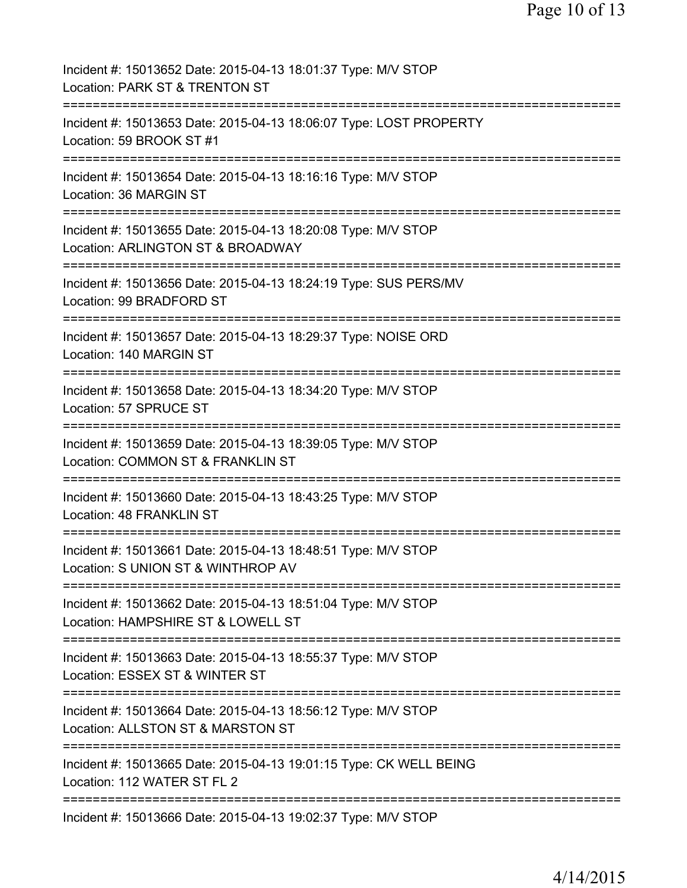Incident #: 15013652 Date: 2015-04-13 18:01:37 Type: M/V STOP
Location: PARK ST & TRENTON ST
===========================================================================
Incident #: 15013653 Date: 2015-04-13 18:06:07 Type: LOST PROPERTY
Location: 59 BROOK ST #1
===========================================================================
Incident #: 15013654 Date: 2015-04-13 18:16:16 Type: M/V STOP
Location: 36 MARGIN ST
===========================================================================
Incident #: 15013655 Date: 2015-04-13 18:20:08 Type: M/V STOP
Location: ARLINGTON ST & BROADWAY
===========================================================================
Incident #: 15013656 Date: 2015-04-13 18:24:19 Type: SUS PERS/MV
Location: 99 BRADFORD ST
===========================================================================
Incident #: 15013657 Date: 2015-04-13 18:29:37 Type: NOISE ORD
Location: 140 MARGIN ST
===========================================================================
Incident #: 15013658 Date: 2015-04-13 18:34:20 Type: M/V STOP
Location: 57 SPRUCE ST
===========================================================================
Incident #: 15013659 Date: 2015-04-13 18:39:05 Type: M/V STOP
Location: COMMON ST & FRANKLIN ST
===========================================================================
Incident #: 15013660 Date: 2015-04-13 18:43:25 Type: M/V STOP
Location: 48 FRANKLIN ST
===========================================================================
Incident #: 15013661 Date: 2015-04-13 18:48:51 Type: M/V STOP
Location: S UNION ST & WINTHROP AV
===========================================================================
Incident #: 15013662 Date: 2015-04-13 18:51:04 Type: M/V STOP
Location: HAMPSHIRE ST & LOWELL ST
===========================================================================
Incident #: 15013663 Date: 2015-04-13 18:55:37 Type: M/V STOP
Location: ESSEX ST & WINTER ST
===========================================================================
Incident #: 15013664 Date: 2015-04-13 18:56:12 Type: M/V STOP
Location: ALLSTON ST & MARSTON ST
===========================================================================
Incident #: 15013665 Date: 2015-04-13 19:01:15 Type: CK WELL BEING
Location: 112 WATER ST FL 2
===========================================================================
Incident #: 15013666 Date: 2015-04-13 19:02:37 Type: M/V STOP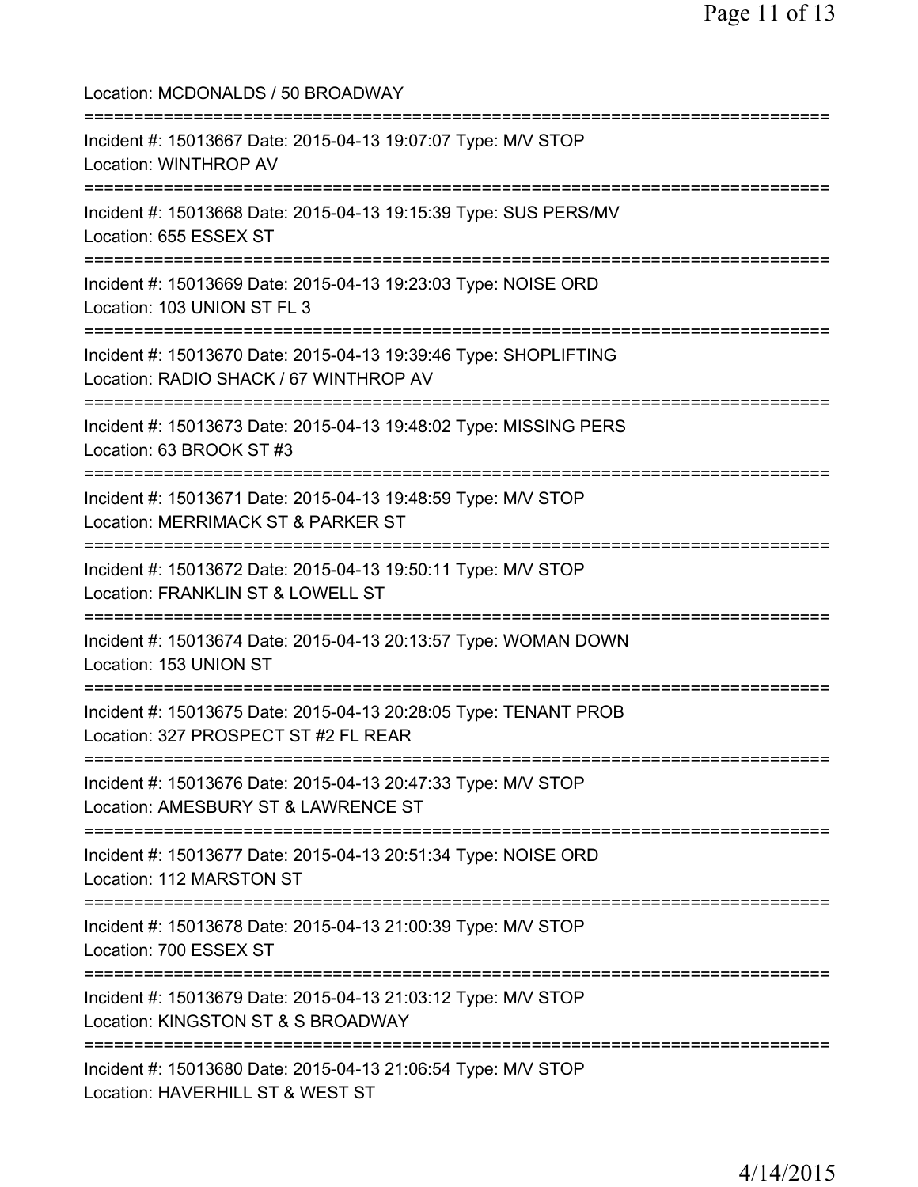Location: MCDONALDS / 50 BROADWAY

===========================================================================

Incident #: 15013667 Date: 2015-04-13 19:07:07 Type: M/V STOP
Location: WINTHROP AV

===========================================================================

Incident #: 15013668 Date: 2015-04-13 19:15:39 Type: SUS PERS/MV
Location: 655 ESSEX ST

===========================================================================

Incident #: 15013669 Date: 2015-04-13 19:23:03 Type: NOISE ORD
Location: 103 UNION ST FL 3

===========================================================================

Incident #: 15013670 Date: 2015-04-13 19:39:46 Type: SHOPLIFTING
Location: RADIO SHACK / 67 WINTHROP AV

===========================================================================

Incident #: 15013673 Date: 2015-04-13 19:48:02 Type: MISSING PERS
Location: 63 BROOK ST #3

===========================================================================

Incident #: 15013671 Date: 2015-04-13 19:48:59 Type: M/V STOP
Location: MERRIMACK ST & PARKER ST

===========================================================================

Incident #: 15013672 Date: 2015-04-13 19:50:11 Type: M/V STOP
Location: FRANKLIN ST & LOWELL ST

===========================================================================

Incident #: 15013674 Date: 2015-04-13 20:13:57 Type: WOMAN DOWN
Location: 153 UNION ST

===========================================================================

Incident #: 15013675 Date: 2015-04-13 20:28:05 Type: TENANT PROB
Location: 327 PROSPECT ST #2 FL REAR

===========================================================================

Incident #: 15013676 Date: 2015-04-13 20:47:33 Type: M/V STOP
Location: AMESBURY ST & LAWRENCE ST

===========================================================================

Incident #: 15013677 Date: 2015-04-13 20:51:34 Type: NOISE ORD
Location: 112 MARSTON ST

===========================================================================

Incident #: 15013678 Date: 2015-04-13 21:00:39 Type: M/V STOP
Location: 700 ESSEX ST

===========================================================================

Incident #: 15013679 Date: 2015-04-13 21:03:12 Type: M/V STOP
Location: KINGSTON ST & S BROADWAY

===========================================================================

Incident #: 15013680 Date: 2015-04-13 21:06:54 Type: M/V STOP
Location: HAVERHILL ST & WEST ST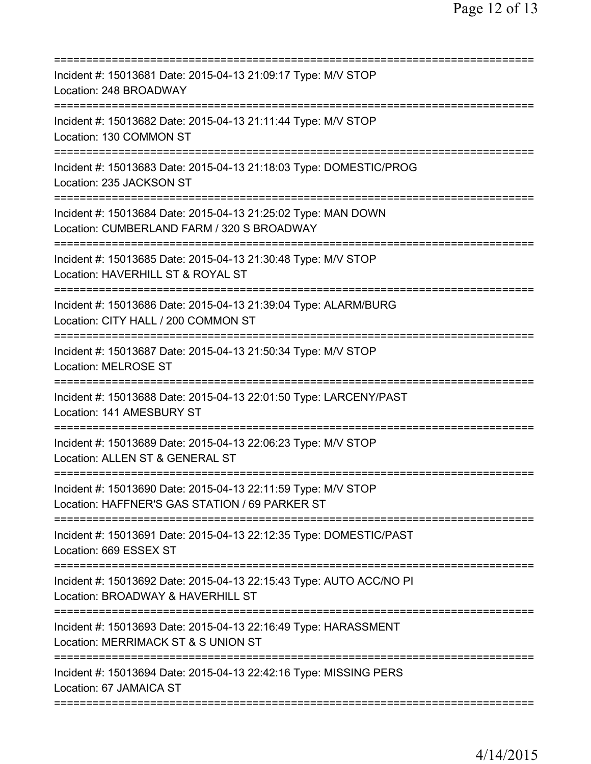===========================================================================

Incident #: 15013681 Date: 2015-04-13 21:09:17 Type: M/V STOP
Location: 248 BROADWAY

===========================================================================

Incident #: 15013682 Date: 2015-04-13 21:11:44 Type: M/V STOP
Location: 130 COMMON ST

===========================================================================

Incident #: 15013683 Date: 2015-04-13 21:18:03 Type: DOMESTIC/PROG
Location: 235 JACKSON ST

===========================================================================

Incident #: 15013684 Date: 2015-04-13 21:25:02 Type: MAN DOWN
Location: CUMBERLAND FARM / 320 S BROADWAY

===========================================================================

Incident #: 15013685 Date: 2015-04-13 21:30:48 Type: M/V STOP
Location: HAVERHILL ST & ROYAL ST

===========================================================================

Incident #: 15013686 Date: 2015-04-13 21:39:04 Type: ALARM/BURG
Location: CITY HALL / 200 COMMON ST

===========================================================================

Incident #: 15013687 Date: 2015-04-13 21:50:34 Type: M/V STOP
Location: MELROSE ST

===========================================================================

Incident #: 15013688 Date: 2015-04-13 22:01:50 Type: LARCENY/PAST
Location: 141 AMESBURY ST

===========================================================================

Incident #: 15013689 Date: 2015-04-13 22:06:23 Type: M/V STOP
Location: ALLEN ST & GENERAL ST

===========================================================================

Incident #: 15013690 Date: 2015-04-13 22:11:59 Type: M/V STOP
Location: HAFFNER'S GAS STATION / 69 PARKER ST

===========================================================================

Incident #: 15013691 Date: 2015-04-13 22:12:35 Type: DOMESTIC/PAST
Location: 669 ESSEX ST

===========================================================================

Incident #: 15013692 Date: 2015-04-13 22:15:43 Type: AUTO ACC/NO PI
Location: BROADWAY & HAVERHILL ST

===========================================================================

Incident #: 15013693 Date: 2015-04-13 22:16:49 Type: HARASSMENT
Location: MERRIMACK ST & S UNION ST

===========================================================================

Incident #: 15013694 Date: 2015-04-13 22:42:16 Type: MISSING PERS
Location: 67 JAMAICA ST

===========================================================================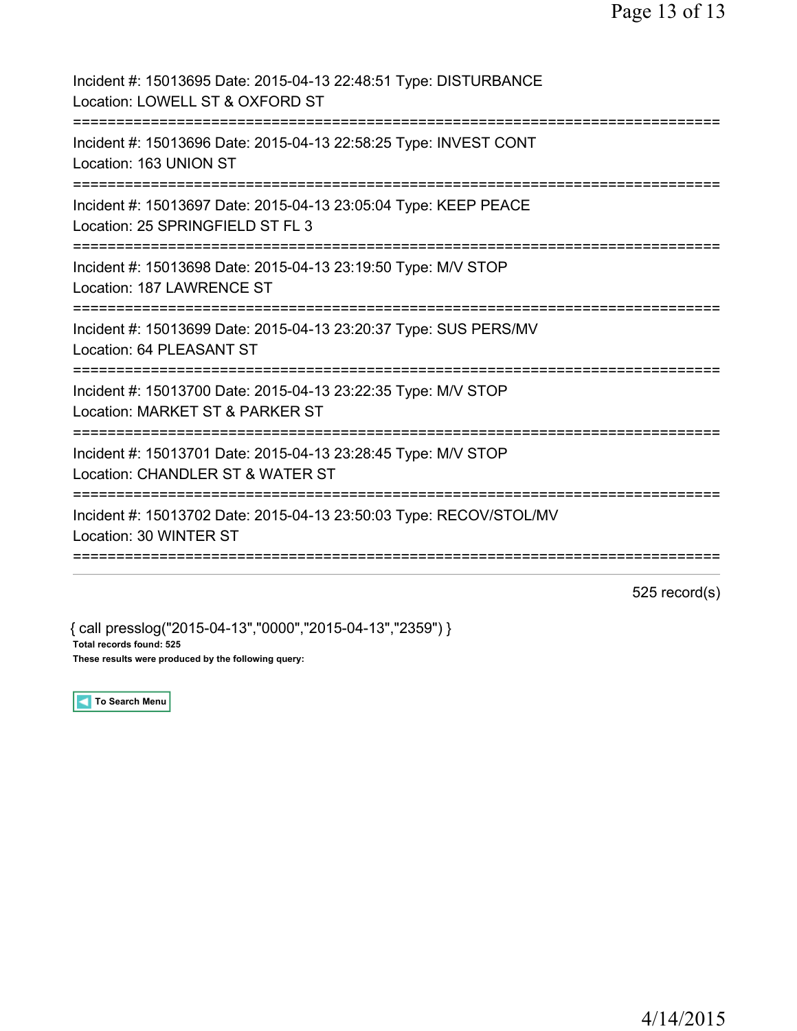Incident #: 15013695 Date: 2015-04-13 22:48:51 Type: DISTURBANCE
Location: LOWELL ST & OXFORD ST

===========================================================================

Incident #: 15013696 Date: 2015-04-13 22:58:25 Type: INVEST CONT
Location: 163 UNION ST

===========================================================================

Incident #: 15013697 Date: 2015-04-13 23:05:04 Type: KEEP PEACE
Location: 25 SPRINGFIELD ST FL 3

===========================================================================

Incident #: 15013698 Date: 2015-04-13 23:19:50 Type: M/V STOP
Location: 187 LAWRENCE ST

===========================================================================

Incident #: 15013699 Date: 2015-04-13 23:20:37 Type: SUS PERS/MV
Location: 64 PLEASANT ST

===========================================================================

Incident #: 15013700 Date: 2015-04-13 23:22:35 Type: M/V STOP
Location: MARKET ST & PARKER ST

===========================================================================

Incident #: 15013701 Date: 2015-04-13 23:28:45 Type: M/V STOP
Location: CHANDLER ST & WATER ST

===========================================================================

Incident #: 15013702 Date: 2015-04-13 23:50:03 Type: RECOV/STOL/MV
Location: 30 WINTER ST

===========================================================================

525 record(s)

{ call presslog("2015-04-13","0000","2015-04-13","2359") }

**Total records found: 525**

**These results were produced by the following query:**

To Search Menu